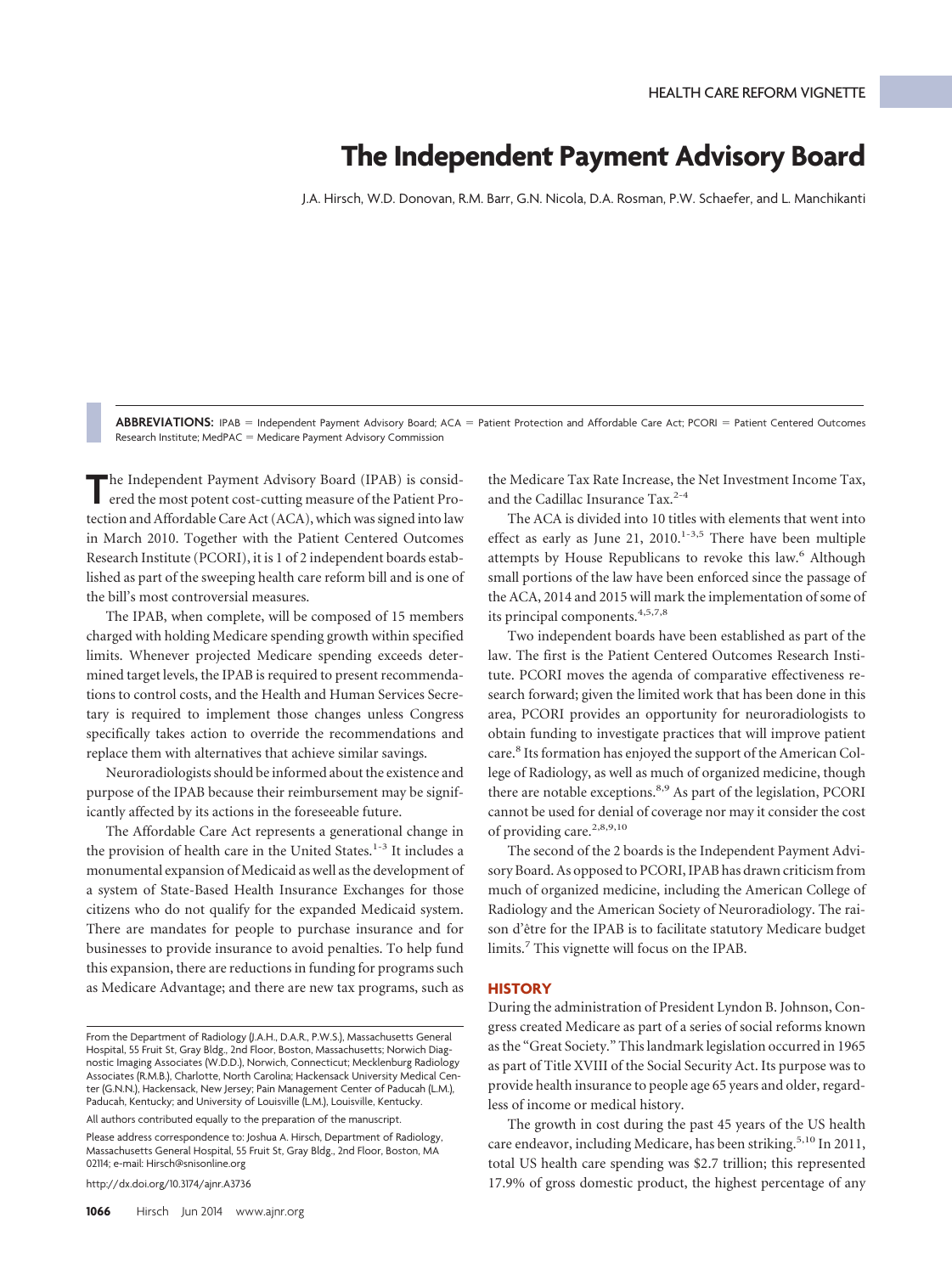# The Independent Payment Advisory Board

J.A. Hirsch, W.D. Donovan, R.M. Barr, G.N. Nicola, D.A. Rosman, P.W. Schaefer, and L. Manchikanti

**ABBREVIATIONS:** IPAB = Independent Payment Advisory Board; ACA = Patient Protection and Affordable Care Act; PCORI = Patient Centered Outcomes Research Institute; MedPAC = Medicare Payment Advisory Commission

The Independent Payment Advisory Board (IPAB) is considered the most potent cost-cutting measure of the Patient Protection and Affordable Care Act (ACA), which was signed into law in March 2010. Together with the Patient Centered Outcomes Research Institute (PCORI), it is 1 of 2 independent boards established as part of the sweeping health care reform bill and is one of the bill's most controversial measures.

The IPAB, when complete, will be composed of 15 members charged with holding Medicare spending growth within specified limits. Whenever projected Medicare spending exceeds determined target levels, the IPAB is required to present recommendations to control costs, and the Health and Human Services Secretary is required to implement those changes unless Congress specifically takes action to override the recommendations and replace them with alternatives that achieve similar savings.

Neuroradiologists should be informed about the existence and purpose of the IPAB because their reimbursement may be significantly affected by its actions in the foreseeable future.

The Affordable Care Act represents a generational change in the provision of health care in the United States.[1-3] It includes a monumental expansion of Medicaid as well as the development of a system of State-Based Health Insurance Exchanges for those citizens who do not qualify for the expanded Medicaid system. There are mandates for people to purchase insurance and for businesses to provide insurance to avoid penalties. To help fund this expansion, there are reductions in funding for programs such as Medicare Advantage; and there are new tax programs, such as the Medicare Tax Rate Increase, the Net Investment Income Tax, and the Cadillac Insurance Tax.[2-4]

The ACA is divided into 10 titles with elements that went into effect as early as June 21, 2010.[1-3,5] There have been multiple attempts by House Republicans to revoke this law.[6] Although small portions of the law have been enforced since the passage of the ACA, 2014 and 2015 will mark the implementation of some of its principal components.[4,5,7,8]

Two independent boards have been established as part of the law. The first is the Patient Centered Outcomes Research Institute. PCORI moves the agenda of comparative effectiveness research forward; given the limited work that has been done in this area, PCORI provides an opportunity for neuroradiologists to obtain funding to investigate practices that will improve patient care.[8] Its formation has enjoyed the support of the American College of Radiology, as well as much of organized medicine, though there are notable exceptions.[8,9] As part of the legislation, PCORI cannot be used for denial of coverage nor may it consider the cost of providing care.[2,8,9,10]

The second of the 2 boards is the Independent Payment Advisory Board. As opposed to PCORI, IPAB has drawn criticism from much of organized medicine, including the American College of Radiology and the American Society of Neuroradiology. The raison d'être for the IPAB is to facilitate statutory Medicare budget limits.[7] This vignette will focus on the IPAB.

## HISTORY

During the administration of President Lyndon B. Johnson, Congress created Medicare as part of a series of social reforms known as the "Great Society." This landmark legislation occurred in 1965 as part of Title XVIII of the Social Security Act. Its purpose was to provide health insurance to people age 65 years and older, regardless of income or medical history.

The growth in cost during the past 45 years of the US health care endeavor, including Medicare, has been striking.[5,10] In 2011, total US health care spending was $2.7 trillion; this represented 17.9% of gross domestic product, the highest percentage of any

From the Department of Radiology (J.A.H., D.A.R., P.W.S.), Massachusetts General Hospital, 55 Fruit St, Gray Bldg., 2nd Floor, Boston, Massachusetts; Norwich Diagnostic Imaging Associates (W.D.D.), Norwich, Connecticut; Mecklenburg Radiology Associates (R.M.B.), Charlotte, North Carolina; Hackensack University Medical Center (G.N.N.), Hackensack, New Jersey; Pain Management Center of Paducah (L.M.), Paducah, Kentucky; and University of Louisville (L.M.), Louisville, Kentucky.

All authors contributed equally to the preparation of the manuscript.

Please address correspondence to: Joshua A. Hirsch, Department of Radiology, Massachusetts General Hospital, 55 Fruit St, Gray Bldg., 2nd Floor, Boston, MA 02114; e-mail: Hirsch@snisonline.org

http://dx.doi.org/10.3174/ajnr.A3736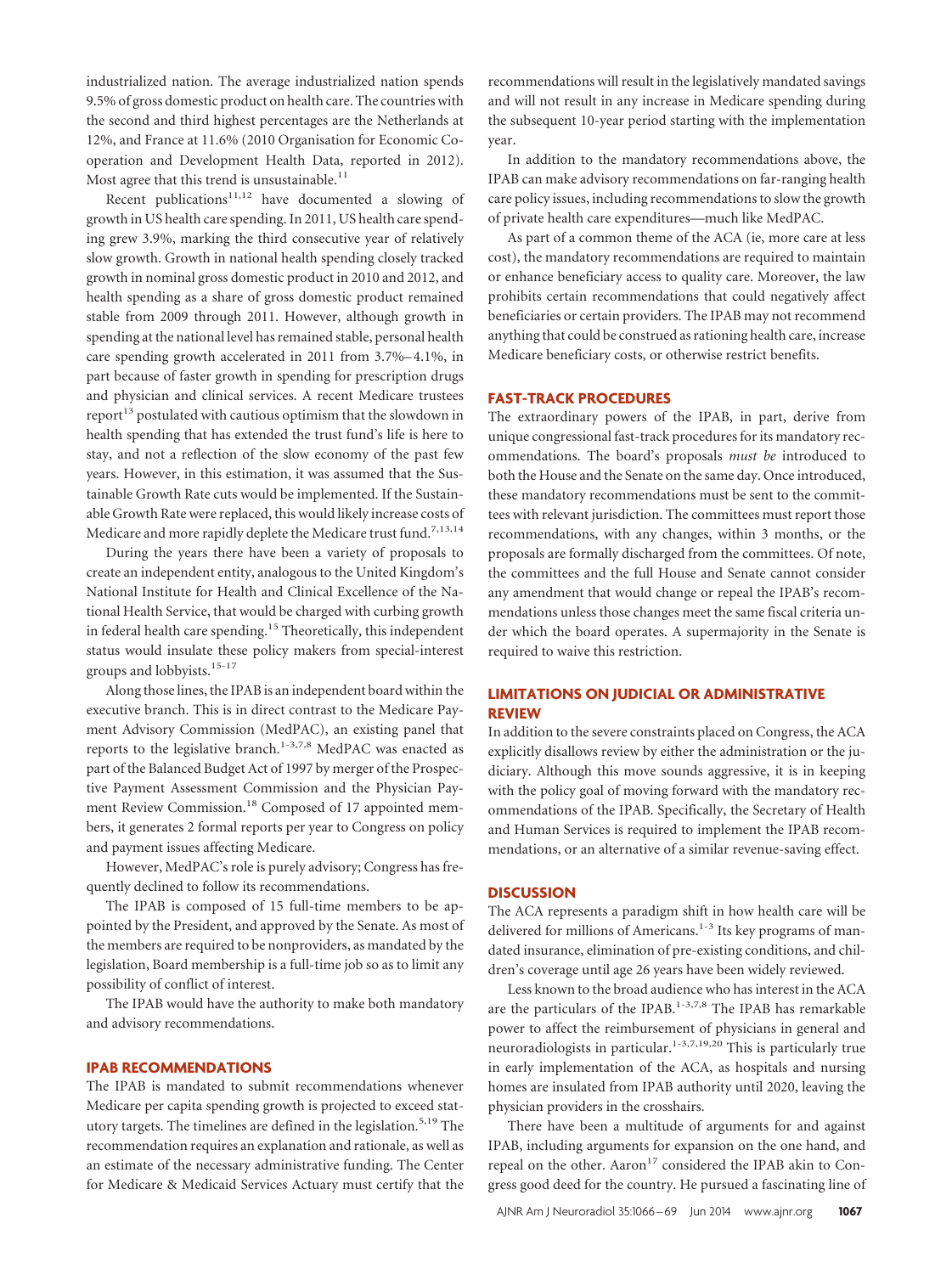industrialized nation. The average industrialized nation spends 9.5% of gross domestic product on health care. The countries with the second and third highest percentages are the Netherlands at 12%, and France at 11.6% (2010 Organisation for Economic Co-operation and Development Health Data, reported in 2012). Most agree that this trend is unsustainable.[11]

Recent publications[11,12] have documented a slowing of growth in US health care spending. In 2011, US health care spending grew 3.9%, marking the third consecutive year of relatively slow growth. Growth in national health spending closely tracked growth in nominal gross domestic product in 2010 and 2012, and health spending as a share of gross domestic product remained stable from 2009 through 2011. However, although growth in spending at the national level has remained stable, personal health care spending growth accelerated in 2011 from 3.7%–4.1%, in part because of faster growth in spending for prescription drugs and physician and clinical services. A recent Medicare trustees report[13] postulated with cautious optimism that the slowdown in health spending that has extended the trust fund's life is here to stay, and not a reflection of the slow economy of the past few years. However, in this estimation, it was assumed that the Sustainable Growth Rate cuts would be implemented. If the Sustainable Growth Rate were replaced, this would likely increase costs of Medicare and more rapidly deplete the Medicare trust fund.[7,13,14]

During the years there have been a variety of proposals to create an independent entity, analogous to the United Kingdom's National Institute for Health and Clinical Excellence of the National Health Service, that would be charged with curbing growth in federal health care spending.[15] Theoretically, this independent status would insulate these policy makers from special-interest groups and lobbyists.[15-17]

Along those lines, the IPAB is an independent board within the executive branch. This is in direct contrast to the Medicare Payment Advisory Commission (MedPAC), an existing panel that reports to the legislative branch.[1-3,7,8] MedPAC was enacted as part of the Balanced Budget Act of 1997 by merger of the Prospective Payment Assessment Commission and the Physician Payment Review Commission.[18] Composed of 17 appointed members, it generates 2 formal reports per year to Congress on policy and payment issues affecting Medicare.

However, MedPAC's role is purely advisory; Congress has frequently declined to follow its recommendations.

The IPAB is composed of 15 full-time members to be appointed by the President, and approved by the Senate. As most of the members are required to be nonproviders, as mandated by the legislation, Board membership is a full-time job so as to limit any possibility of conflict of interest.

The IPAB would have the authority to make both mandatory and advisory recommendations.

## IPAB RECOMMENDATIONS

The IPAB is mandated to submit recommendations whenever Medicare per capita spending growth is projected to exceed statutory targets. The timelines are defined in the legislation.[5,19] The recommendation requires an explanation and rationale, as well as an estimate of the necessary administrative funding. The Center for Medicare & Medicaid Services Actuary must certify that the recommendations will result in the legislatively mandated savings and will not result in any increase in Medicare spending during the subsequent 10-year period starting with the implementation year.

In addition to the mandatory recommendations above, the IPAB can make advisory recommendations on far-ranging health care policy issues, including recommendations to slow the growth of private health care expenditures—much like MedPAC.

As part of a common theme of the ACA (ie, more care at less cost), the mandatory recommendations are required to maintain or enhance beneficiary access to quality care. Moreover, the law prohibits certain recommendations that could negatively affect beneficiaries or certain providers. The IPAB may not recommend anything that could be construed as rationing health care, increase Medicare beneficiary costs, or otherwise restrict benefits.

## FAST-TRACK PROCEDURES

The extraordinary powers of the IPAB, in part, derive from unique congressional fast-track procedures for its mandatory recommendations. The board's proposals *must be* introduced to both the House and the Senate on the same day. Once introduced, these mandatory recommendations must be sent to the committees with relevant jurisdiction. The committees must report those recommendations, with any changes, within 3 months, or the proposals are formally discharged from the committees. Of note, the committees and the full House and Senate cannot consider any amendment that would change or repeal the IPAB's recommendations unless those changes meet the same fiscal criteria under which the board operates. A supermajority in the Senate is required to waive this restriction.

## LIMITATIONS ON JUDICIAL OR ADMINISTRATIVE REVIEW

In addition to the severe constraints placed on Congress, the ACA explicitly disallows review by either the administration or the judiciary. Although this move sounds aggressive, it is in keeping with the policy goal of moving forward with the mandatory recommendations of the IPAB. Specifically, the Secretary of Health and Human Services is required to implement the IPAB recommendations, or an alternative of a similar revenue-saving effect.

## DISCUSSION

The ACA represents a paradigm shift in how health care will be delivered for millions of Americans.[1-3] Its key programs of mandated insurance, elimination of pre-existing conditions, and children's coverage until age 26 years have been widely reviewed.

Less known to the broad audience who has interest in the ACA are the particulars of the IPAB.[1-3,7,8] The IPAB has remarkable power to affect the reimbursement of physicians in general and neuroradiologists in particular.[1-3,7,19,20] This is particularly true in early implementation of the ACA, as hospitals and nursing homes are insulated from IPAB authority until 2020, leaving the physician providers in the crosshairs.

There have been a multitude of arguments for and against IPAB, including arguments for expansion on the one hand, and repeal on the other. Aaron[17] considered the IPAB akin to Congress good deed for the country. He pursued a fascinating line of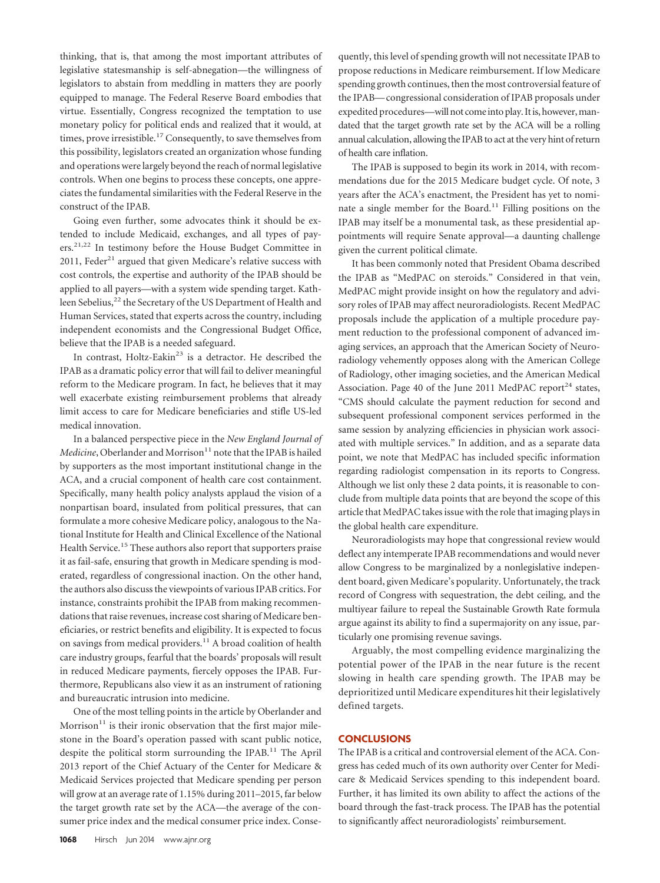thinking, that is, that among the most important attributes of legislative statesmanship is self-abnegation—the willingness of legislators to abstain from meddling in matters they are poorly equipped to manage. The Federal Reserve Board embodies that virtue. Essentially, Congress recognized the temptation to use monetary policy for political ends and realized that it would, at times, prove irresistible.[17] Consequently, to save themselves from this possibility, legislators created an organization whose funding and operations were largely beyond the reach of normal legislative controls. When one begins to process these concepts, one appreciates the fundamental similarities with the Federal Reserve in the construct of the IPAB.

Going even further, some advocates think it should be extended to include Medicaid, exchanges, and all types of payers.[21,22] In testimony before the House Budget Committee in 2011, Feder[21] argued that given Medicare's relative success with cost controls, the expertise and authority of the IPAB should be applied to all payers—with a system wide spending target. Kathleen Sebelius,[22] the Secretary of the US Department of Health and Human Services, stated that experts across the country, including independent economists and the Congressional Budget Office, believe that the IPAB is a needed safeguard.

In contrast, Holtz-Eakin[23] is a detractor. He described the IPAB as a dramatic policy error that will fail to deliver meaningful reform to the Medicare program. In fact, he believes that it may well exacerbate existing reimbursement problems that already limit access to care for Medicare beneficiaries and stifle US-led medical innovation.

In a balanced perspective piece in the *New England Journal of Medicine*, Oberlander and Morrison[11] note that the IPAB is hailed by supporters as the most important institutional change in the ACA, and a crucial component of health care cost containment. Specifically, many health policy analysts applaud the vision of a nonpartisan board, insulated from political pressures, that can formulate a more cohesive Medicare policy, analogous to the National Institute for Health and Clinical Excellence of the National Health Service.[15] These authors also report that supporters praise it as fail-safe, ensuring that growth in Medicare spending is moderated, regardless of congressional inaction. On the other hand, the authors also discuss the viewpoints of various IPAB critics. For instance, constraints prohibit the IPAB from making recommendations that raise revenues, increase cost sharing of Medicare beneficiaries, or restrict benefits and eligibility. It is expected to focus on savings from medical providers.[11] A broad coalition of health care industry groups, fearful that the boards' proposals will result in reduced Medicare payments, fiercely opposes the IPAB. Furthermore, Republicans also view it as an instrument of rationing and bureaucratic intrusion into medicine.

One of the most telling points in the article by Oberlander and Morrison[11] is their ironic observation that the first major milestone in the Board's operation passed with scant public notice, despite the political storm surrounding the IPAB.[11] The April 2013 report of the Chief Actuary of the Center for Medicare & Medicaid Services projected that Medicare spending per person will grow at an average rate of 1.15% during 2011–2015, far below the target growth rate set by the ACA—the average of the consumer price index and the medical consumer price index. Consequently, this level of spending growth will not necessitate IPAB to propose reductions in Medicare reimbursement. If low Medicare spending growth continues, then the most controversial feature of the IPAB—congressional consideration of IPAB proposals under expedited procedures—will not come into play. It is, however, mandated that the target growth rate set by the ACA will be a rolling annual calculation, allowing the IPAB to act at the very hint of return of health care inflation.

The IPAB is supposed to begin its work in 2014, with recommendations due for the 2015 Medicare budget cycle. Of note, 3 years after the ACA's enactment, the President has yet to nominate a single member for the Board.[11] Filling positions on the IPAB may itself be a monumental task, as these presidential appointments will require Senate approval—a daunting challenge given the current political climate.

It has been commonly noted that President Obama described the IPAB as "MedPAC on steroids." Considered in that vein, MedPAC might provide insight on how the regulatory and advisory roles of IPAB may affect neuroradiologists. Recent MedPAC proposals include the application of a multiple procedure payment reduction to the professional component of advanced imaging services, an approach that the American Society of Neuroradiology vehemently opposes along with the American College of Radiology, other imaging societies, and the American Medical Association. Page 40 of the June 2011 MedPAC report[24] states, "CMS should calculate the payment reduction for second and subsequent professional component services performed in the same session by analyzing efficiencies in physician work associated with multiple services." In addition, and as a separate data point, we note that MedPAC has included specific information regarding radiologist compensation in its reports to Congress. Although we list only these 2 data points, it is reasonable to conclude from multiple data points that are beyond the scope of this article that MedPAC takes issue with the role that imaging plays in the global health care expenditure.

Neuroradiologists may hope that congressional review would deflect any intemperate IPAB recommendations and would never allow Congress to be marginalized by a nonlegislative independent board, given Medicare's popularity. Unfortunately, the track record of Congress with sequestration, the debt ceiling, and the multiyear failure to repeal the Sustainable Growth Rate formula argue against its ability to find a supermajority on any issue, particularly one promising revenue savings.

Arguably, the most compelling evidence marginalizing the potential power of the IPAB in the near future is the recent slowing in health care spending growth. The IPAB may be deprioritized until Medicare expenditures hit their legislatively defined targets.

## CONCLUSIONS

The IPAB is a critical and controversial element of the ACA. Congress has ceded much of its own authority over Center for Medicare & Medicaid Services spending to this independent board. Further, it has limited its own ability to affect the actions of the board through the fast-track process. The IPAB has the potential to significantly affect neuroradiologists' reimbursement.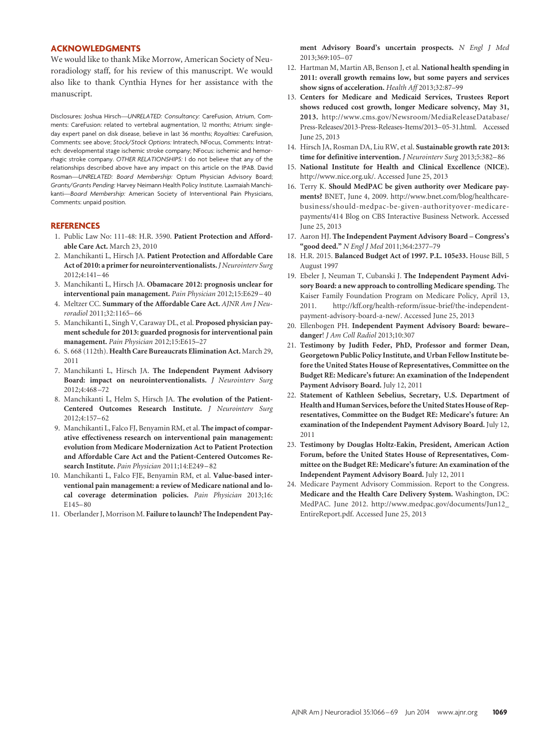## ACKNOWLEDGMENTS

We would like to thank Mike Morrow, American Society of Neuroradiology staff, for his review of this manuscript. We would also like to thank Cynthia Hynes for her assistance with the manuscript.

Disclosures: Joshua Hirsch—*UNRELATED: Consultancy:* CareFusion, Atrium, Comments: CareFusion: related to vertebral augmentation, 12 months; Atrium: single-day expert panel on disk disease, believe in last 36 months; *Royalties:* CareFusion, Comments: see above; *Stock/Stock Options:* Intratech, NFocus, Comments: Intratech: developmental stage ischemic stroke company; NFocus: ischemic and hemorrhagic stroke company. *OTHER RELATIONSHIPS:* I do not believe that any of the relationships described above have any impact on this article on the IPAB. David Rosman—*UNRELATED: Board Membership:* Optum Physician Advisory Board; *Grants/Grants Pending:* Harvey Neimann Health Policy Institute. Laxmaiah Manchikanti—*Board Membership:* American Society of Interventional Pain Physicians, Comments: unpaid position.

## REFERENCES

1. Public Law No: 111-48: H.R. 3590. **Patient Protection and Affordable Care Act.** March 23, 2010
2. Manchikanti L, Hirsch JA. **Patient Protection and Affordable Care Act of 2010: a primer for neurointerventionalists.** *J Neurointerv Surg* 2012;4:141–46
3. Manchikanti L, Hirsch JA. **Obamacare 2012: prognosis unclear for interventional pain management.** *Pain Physician* 2012;15:E629–40
4. Meltzer CC. **Summary of the Affordable Care Act.** *AJNR Am J Neuroradiol* 2011;32:1165–66
5. Manchikanti L, Singh V, Caraway DL, et al. **Proposed physician payment schedule for 2013: guarded prognosis for interventional pain management.** *Pain Physician* 2012;15:E615–27
6. S. 668 (112th). **Health Care Bureaucrats Elimination Act.** March 29, 2011
7. Manchikanti L, Hirsch JA. **The Independent Payment Advisory Board: impact on neurointerventionalists.** *J Neurointerv Surg* 2012;4:468–72
8. Manchikanti L, Helm S, Hirsch JA. **The evolution of the Patient-Centered Outcomes Research Institute.** *J Neurointerv Surg* 2012;4:157–62
9. Manchikanti L, Falco FJ, Benyamin RM, et al. **The impact of comparative effectiveness research on interventional pain management: evolution from Medicare Modernization Act to Patient Protection and Affordable Care Act and the Patient-Centered Outcomes Research Institute.** *Pain Physician* 2011;14:E249–82
10. Manchikanti L, Falco FJE, Benyamin RM, et al. **Value-based interventional pain management: a review of Medicare national and local coverage determination policies.** *Pain Physician* 2013;16: E145–80
11. Oberlander J, Morrison M. **Failure to launch? The Independent Payment Advisory Board's uncertain prospects.** *N Engl J Med* 2013;369:105–07
12. Hartman M, Martin AB, Benson J, et al. **National health spending in 2011: overall growth remains low, but some payers and services show signs of acceleration.** *Health Aff* 2013;32:87–99
13. **Centers for Medicare and Medicaid Services, Trustees Report shows reduced cost growth, longer Medicare solvency, May 31, 2013.** http://www.cms.gov/Newsroom/MediaReleaseDatabase/Press-Releases/2013-Press-Releases-Items/2013–05-31.html. Accessed June 25, 2013
14. Hirsch JA, Rosman DA, Liu RW, et al. **Sustainable growth rate 2013: time for definitive intervention.** *J Neurointerv Surg* 2013;5:382–86
15. **National Institute for Health and Clinical Excellence (NICE).** http://www.nice.org.uk/. Accessed June 25, 2013
16. Terry K. **Should MedPAC be given authority over Medicare payments?** BNET, June 4, 2009. http://www.bnet.com/blog/healthcare-business/should-medpac-be-given-authorityover-medicare-payments/414 Blog on CBS Interactive Business Network. Accessed June 25, 2013
17. Aaron HJ. **The Independent Payment Advisory Board – Congress's "good deed."** *N Engl J Med* 2011;364:2377–79
18. H.R. 2015. **Balanced Budget Act of 1997. P.L. 105e33.** House Bill, 5 August 1997
19. Ebeler J, Neuman T, Cubanski J. **The Independent Payment Advisory Board: a new approach to controlling Medicare spending.** The Kaiser Family Foundation Program on Medicare Policy, April 13, 2011. http://kff.org/health-reform/issue-brief/the-independent-payment-advisory-board-a-new/. Accessed June 25, 2013
20. Ellenbogen PH. **Independent Payment Advisory Board: beware–danger**! *J Am Coll Radiol* 2013;10:307
21. **Testimony by Judith Feder, PhD, Professor and former Dean, Georgetown Public Policy Institute, and Urban Fellow Institute before the United States House of Representatives, Committee on the Budget RE: Medicare's future: An examination of the Independent Payment Advisory Board.** July 12, 2011
22. **Statement of Kathleen Sebelius, Secretary, U.S. Department of Health and Human Services, before the United States House of Representatives, Committee on the Budget RE: Medicare's future: An examination of the Independent Payment Advisory Board.** July 12, 2011
23. **Testimony by Douglas Holtz-Eakin, President, American Action Forum, before the United States House of Representatives, Committee on the Budget RE: Medicare's future: An examination of the Independent Payment Advisory Board.** July 12, 2011
24. Medicare Payment Advisory Commission. Report to the Congress. **Medicare and the Health Care Delivery System.** Washington, DC: MedPAC. June 2012. http://www.medpac.gov/documents/Jun12_EntireReport.pdf. Accessed June 25, 2013